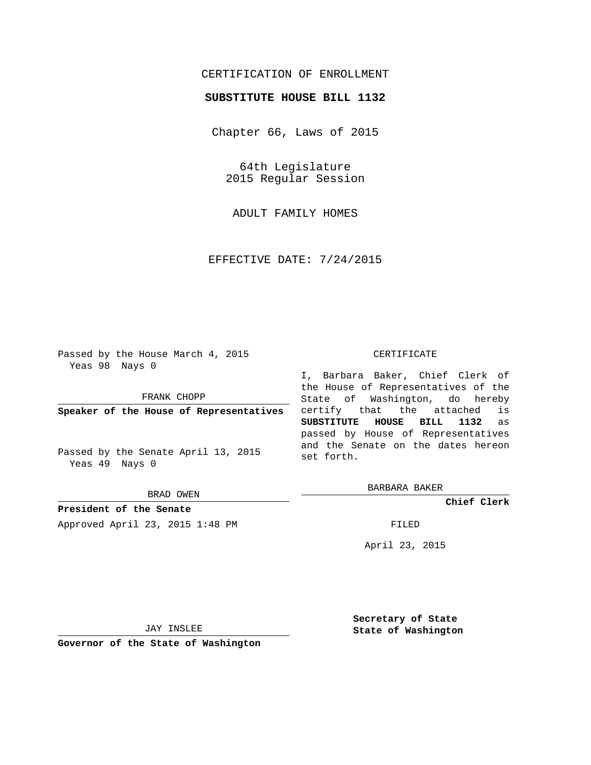CERTIFICATION OF ENROLLMENT

**SUBSTITUTE HOUSE BILL 1132**

Chapter 66, Laws of 2015

64th Legislature
2015 Regular Session

ADULT FAMILY HOMES

EFFECTIVE DATE: 7/24/2015

Passed by the House March 4, 2015
Yeas 98 Nays 0

FRANK CHOPP

**Speaker of the House of Representatives**

Passed by the Senate April 13, 2015
Yeas 49 Nays 0

BRAD OWEN

**President of the Senate**

Approved April 23, 2015 1:48 PM

JAY INSLEE

**Governor of the State of Washington**

CERTIFICATE

I, Barbara Baker, Chief Clerk of the House of Representatives of the State of Washington, do hereby certify that the attached is **SUBSTITUTE HOUSE BILL 1132** as passed by House of Representatives and the Senate on the dates hereon set forth.

BARBARA BAKER

**Chief Clerk**

FILED

April 23, 2015

**Secretary of State**
**State of Washington**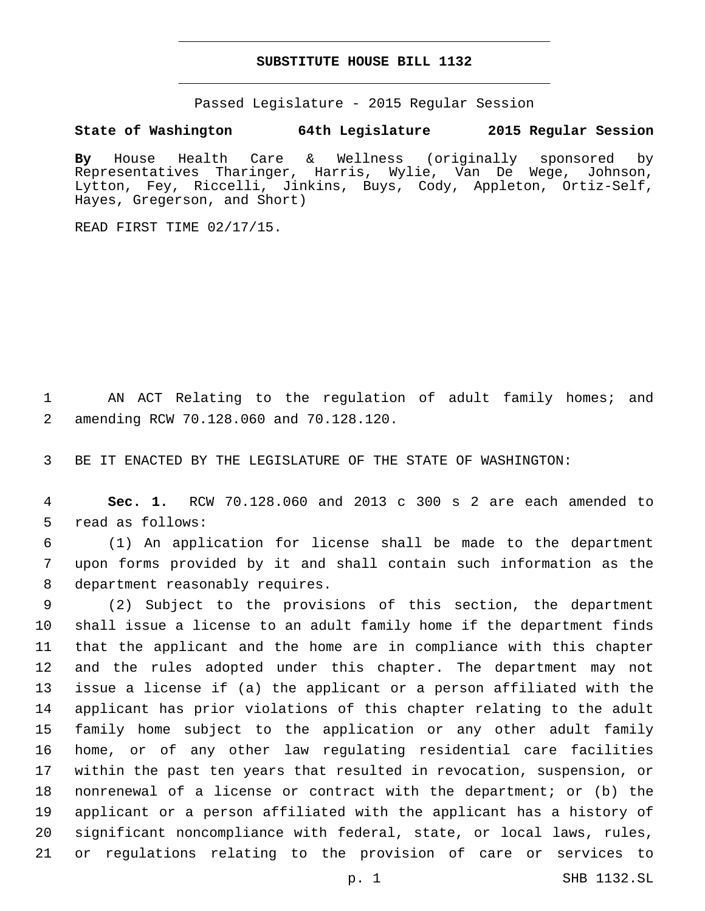**SUBSTITUTE HOUSE BILL 1132**

Passed Legislature - 2015 Regular Session

**State of Washington 64th Legislature 2015 Regular Session**

**By** House Health Care & Wellness (originally sponsored by Representatives Tharinger, Harris, Wylie, Van De Wege, Johnson, Lytton, Fey, Riccelli, Jinkins, Buys, Cody, Appleton, Ortiz-Self, Hayes, Gregerson, and Short)

READ FIRST TIME 02/17/15.

AN ACT Relating to the regulation of adult family homes; and amending RCW 70.128.060 and 70.128.120.

BE IT ENACTED BY THE LEGISLATURE OF THE STATE OF WASHINGTON:

**Sec. 1.** RCW 70.128.060 and 2013 c 300 s 2 are each amended to read as follows:

(1) An application for license shall be made to the department upon forms provided by it and shall contain such information as the department reasonably requires.

(2) Subject to the provisions of this section, the department shall issue a license to an adult family home if the department finds that the applicant and the home are in compliance with this chapter and the rules adopted under this chapter. The department may not issue a license if (a) the applicant or a person affiliated with the applicant has prior violations of this chapter relating to the adult family home subject to the application or any other adult family home, or of any other law regulating residential care facilities within the past ten years that resulted in revocation, suspension, or nonrenewal of a license or contract with the department; or (b) the applicant or a person affiliated with the applicant has a history of significant noncompliance with federal, state, or local laws, rules, or regulations relating to the provision of care or services to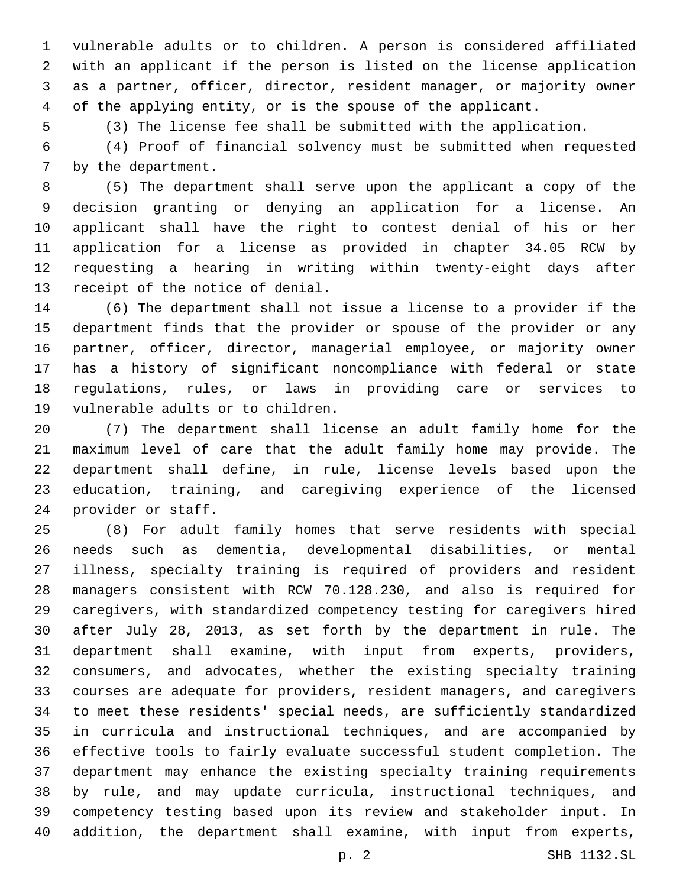vulnerable adults or to children. A person is considered affiliated with an applicant if the person is listed on the license application as a partner, officer, director, resident manager, or majority owner of the applying entity, or is the spouse of the applicant.

(3) The license fee shall be submitted with the application.

(4) Proof of financial solvency must be submitted when requested by the department.

(5) The department shall serve upon the applicant a copy of the decision granting or denying an application for a license. An applicant shall have the right to contest denial of his or her application for a license as provided in chapter 34.05 RCW by requesting a hearing in writing within twenty-eight days after receipt of the notice of denial.

(6) The department shall not issue a license to a provider if the department finds that the provider or spouse of the provider or any partner, officer, director, managerial employee, or majority owner has a history of significant noncompliance with federal or state regulations, rules, or laws in providing care or services to vulnerable adults or to children.

(7) The department shall license an adult family home for the maximum level of care that the adult family home may provide. The department shall define, in rule, license levels based upon the education, training, and caregiving experience of the licensed provider or staff.

(8) For adult family homes that serve residents with special needs such as dementia, developmental disabilities, or mental illness, specialty training is required of providers and resident managers consistent with RCW 70.128.230, and also is required for caregivers, with standardized competency testing for caregivers hired after July 28, 2013, as set forth by the department in rule. The department shall examine, with input from experts, providers, consumers, and advocates, whether the existing specialty training courses are adequate for providers, resident managers, and caregivers to meet these residents' special needs, are sufficiently standardized in curricula and instructional techniques, and are accompanied by effective tools to fairly evaluate successful student completion. The department may enhance the existing specialty training requirements by rule, and may update curricula, instructional techniques, and competency testing based upon its review and stakeholder input. In addition, the department shall examine, with input from experts,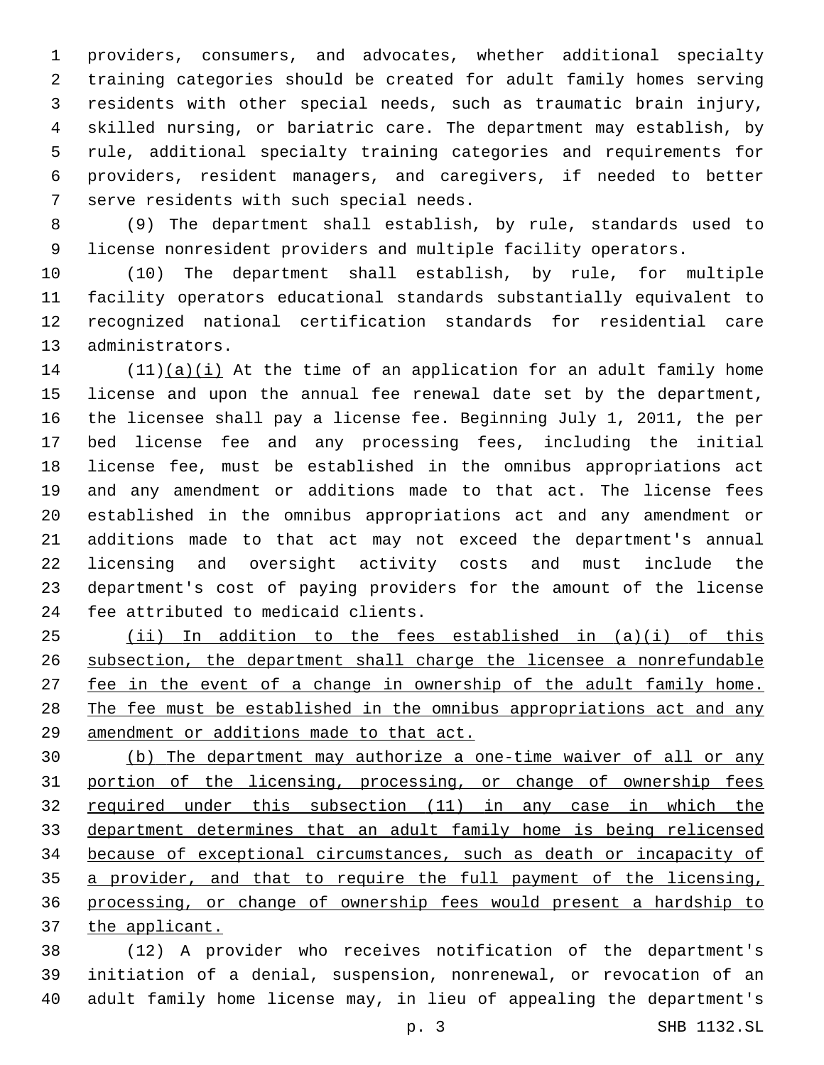providers, consumers, and advocates, whether additional specialty training categories should be created for adult family homes serving residents with other special needs, such as traumatic brain injury, skilled nursing, or bariatric care. The department may establish, by rule, additional specialty training categories and requirements for providers, resident managers, and caregivers, if needed to better serve residents with such special needs.

(9) The department shall establish, by rule, standards used to license nonresident providers and multiple facility operators.

(10) The department shall establish, by rule, for multiple facility operators educational standards substantially equivalent to recognized national certification standards for residential care administrators.

(11)(a)(i) At the time of an application for an adult family home license and upon the annual fee renewal date set by the department, the licensee shall pay a license fee. Beginning July 1, 2011, the per bed license fee and any processing fees, including the initial license fee, must be established in the omnibus appropriations act and any amendment or additions made to that act. The license fees established in the omnibus appropriations act and any amendment or additions made to that act may not exceed the department's annual licensing and oversight activity costs and must include the department's cost of paying providers for the amount of the license fee attributed to medicaid clients.

(ii) In addition to the fees established in (a)(i) of this subsection, the department shall charge the licensee a nonrefundable fee in the event of a change in ownership of the adult family home. The fee must be established in the omnibus appropriations act and any amendment or additions made to that act.

(b) The department may authorize a one-time waiver of all or any portion of the licensing, processing, or change of ownership fees required under this subsection (11) in any case in which the department determines that an adult family home is being relicensed because of exceptional circumstances, such as death or incapacity of a provider, and that to require the full payment of the licensing, processing, or change of ownership fees would present a hardship to the applicant.

(12) A provider who receives notification of the department's initiation of a denial, suspension, nonrenewal, or revocation of an adult family home license may, in lieu of appealing the department's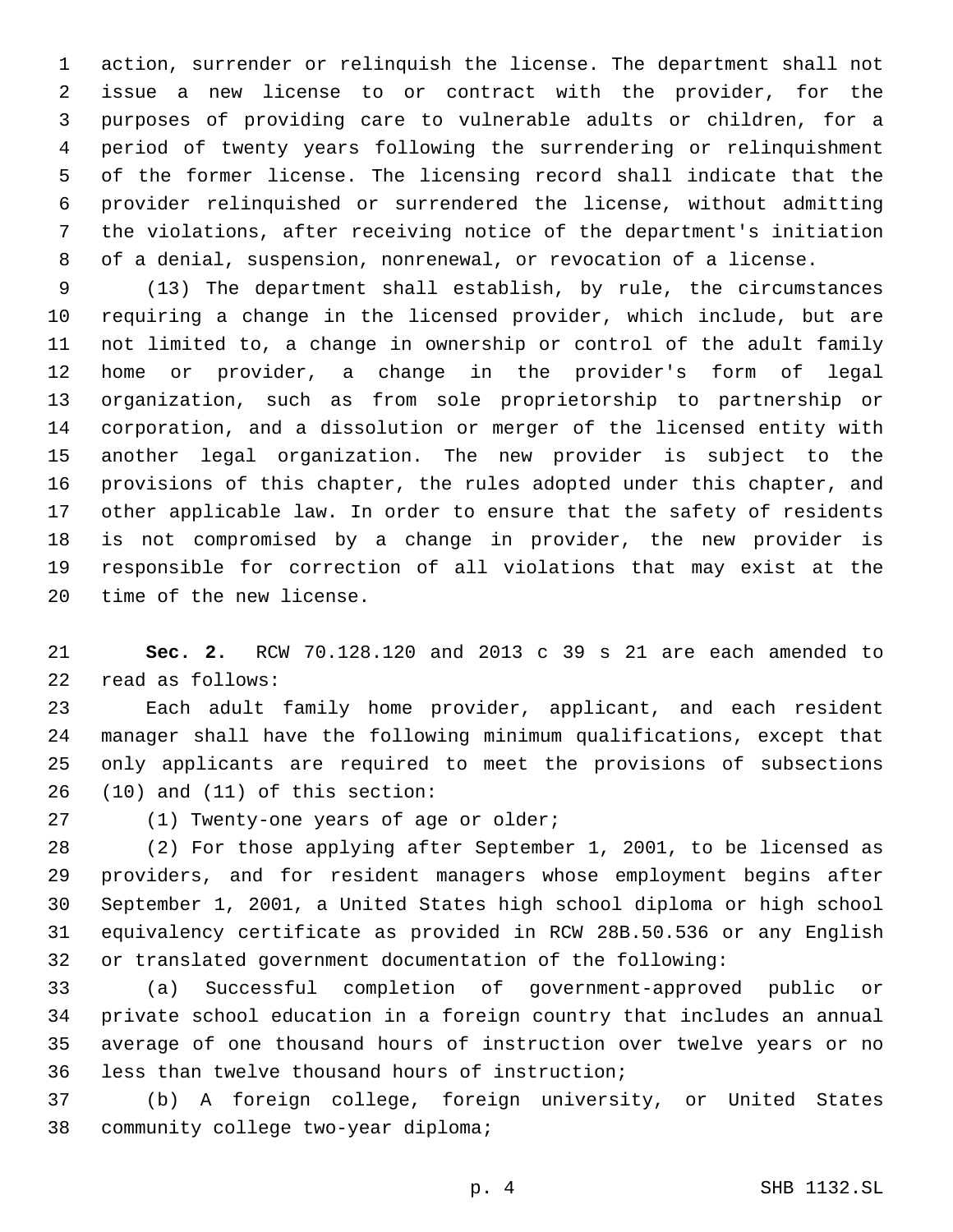action, surrender or relinquish the license. The department shall not issue a new license to or contract with the provider, for the purposes of providing care to vulnerable adults or children, for a period of twenty years following the surrendering or relinquishment of the former license. The licensing record shall indicate that the provider relinquished or surrendered the license, without admitting the violations, after receiving notice of the department's initiation of a denial, suspension, nonrenewal, or revocation of a license.

(13) The department shall establish, by rule, the circumstances requiring a change in the licensed provider, which include, but are not limited to, a change in ownership or control of the adult family home or provider, a change in the provider's form of legal organization, such as from sole proprietorship to partnership or corporation, and a dissolution or merger of the licensed entity with another legal organization. The new provider is subject to the provisions of this chapter, the rules adopted under this chapter, and other applicable law. In order to ensure that the safety of residents is not compromised by a change in provider, the new provider is responsible for correction of all violations that may exist at the time of the new license.

**Sec. 2.** RCW 70.128.120 and 2013 c 39 s 21 are each amended to read as follows:

Each adult family home provider, applicant, and each resident manager shall have the following minimum qualifications, except that only applicants are required to meet the provisions of subsections (10) and (11) of this section:

(1) Twenty-one years of age or older;

(2) For those applying after September 1, 2001, to be licensed as providers, and for resident managers whose employment begins after September 1, 2001, a United States high school diploma or high school equivalency certificate as provided in RCW 28B.50.536 or any English or translated government documentation of the following:

(a) Successful completion of government-approved public or private school education in a foreign country that includes an annual average of one thousand hours of instruction over twelve years or no less than twelve thousand hours of instruction;

(b) A foreign college, foreign university, or United States community college two-year diploma;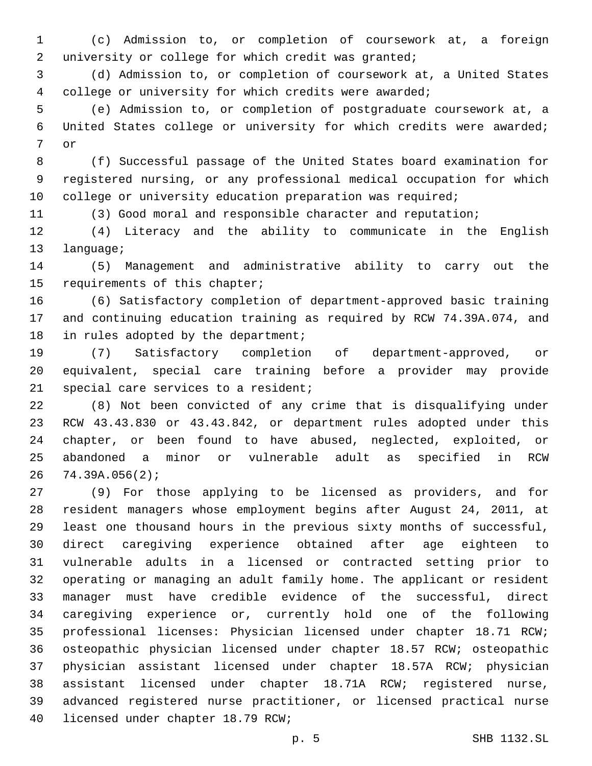(c) Admission to, or completion of coursework at, a foreign university or college for which credit was granted;

(d) Admission to, or completion of coursework at, a United States college or university for which credits were awarded;

(e) Admission to, or completion of postgraduate coursework at, a United States college or university for which credits were awarded; or

(f) Successful passage of the United States board examination for registered nursing, or any professional medical occupation for which college or university education preparation was required;

(3) Good moral and responsible character and reputation;

(4) Literacy and the ability to communicate in the English language;

(5) Management and administrative ability to carry out the requirements of this chapter;

(6) Satisfactory completion of department-approved basic training and continuing education training as required by RCW 74.39A.074, and in rules adopted by the department;

(7) Satisfactory completion of department-approved, or equivalent, special care training before a provider may provide special care services to a resident;

(8) Not been convicted of any crime that is disqualifying under RCW 43.43.830 or 43.43.842, or department rules adopted under this chapter, or been found to have abused, neglected, exploited, or abandoned a minor or vulnerable adult as specified in RCW 74.39A.056(2);

(9) For those applying to be licensed as providers, and for resident managers whose employment begins after August 24, 2011, at least one thousand hours in the previous sixty months of successful, direct caregiving experience obtained after age eighteen to vulnerable adults in a licensed or contracted setting prior to operating or managing an adult family home. The applicant or resident manager must have credible evidence of the successful, direct caregiving experience or, currently hold one of the following professional licenses: Physician licensed under chapter 18.71 RCW; osteopathic physician licensed under chapter 18.57 RCW; osteopathic physician assistant licensed under chapter 18.57A RCW; physician assistant licensed under chapter 18.71A RCW; registered nurse, advanced registered nurse practitioner, or licensed practical nurse licensed under chapter 18.79 RCW;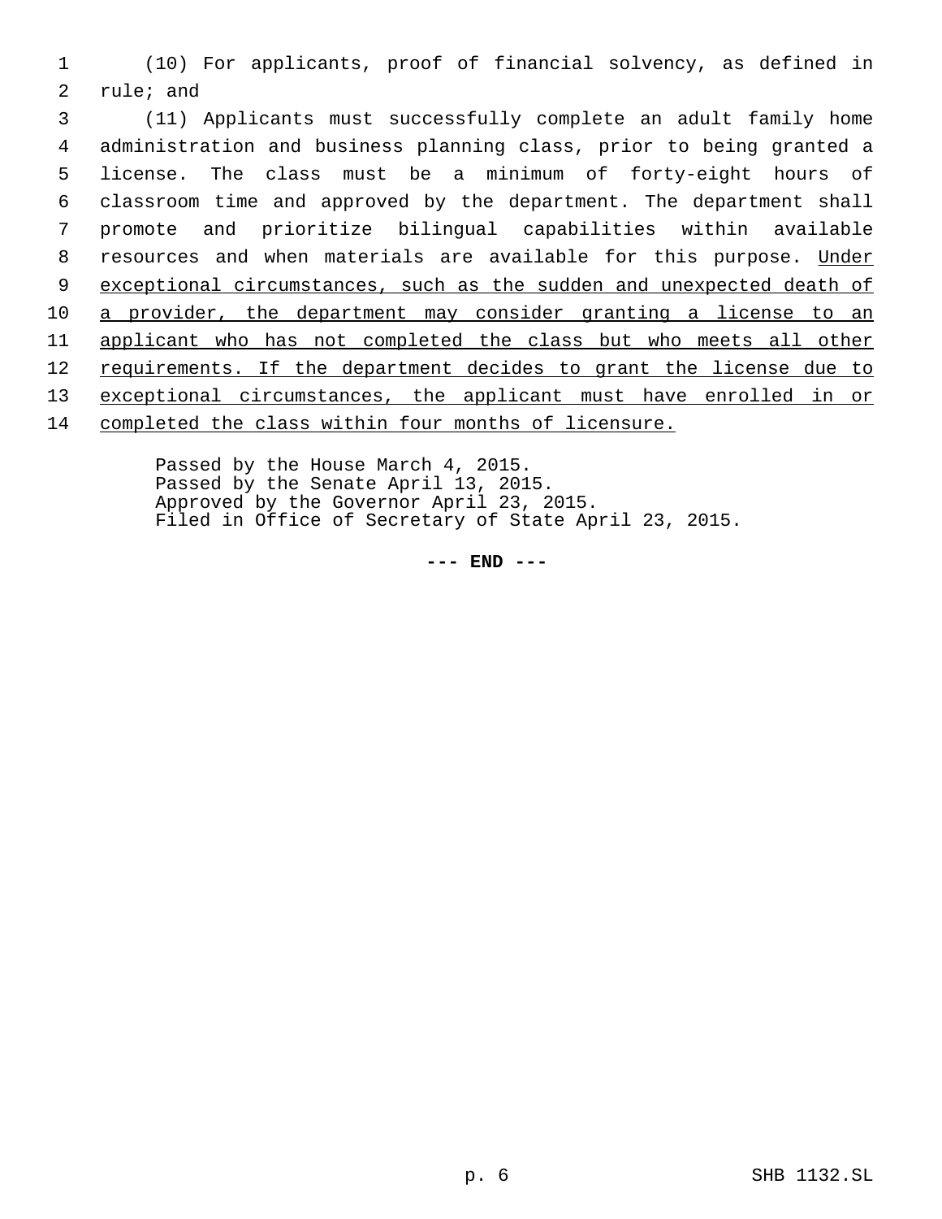(10) For applicants, proof of financial solvency, as defined in rule; and

(11) Applicants must successfully complete an adult family home administration and business planning class, prior to being granted a license. The class must be a minimum of forty-eight hours of classroom time and approved by the department. The department shall promote and prioritize bilingual capabilities within available resources and when materials are available for this purpose. <u>Under exceptional circumstances, such as the sudden and unexpected death of a provider, the department may consider granting a license to an applicant who has not completed the class but who meets all other requirements. If the department decides to grant the license due to exceptional circumstances, the applicant must have enrolled in or completed the class within four months of licensure.</u>

Passed by the House March 4, 2015.
Passed by the Senate April 13, 2015.
Approved by the Governor April 23, 2015.
Filed in Office of Secretary of State April 23, 2015.

**--- END ---**